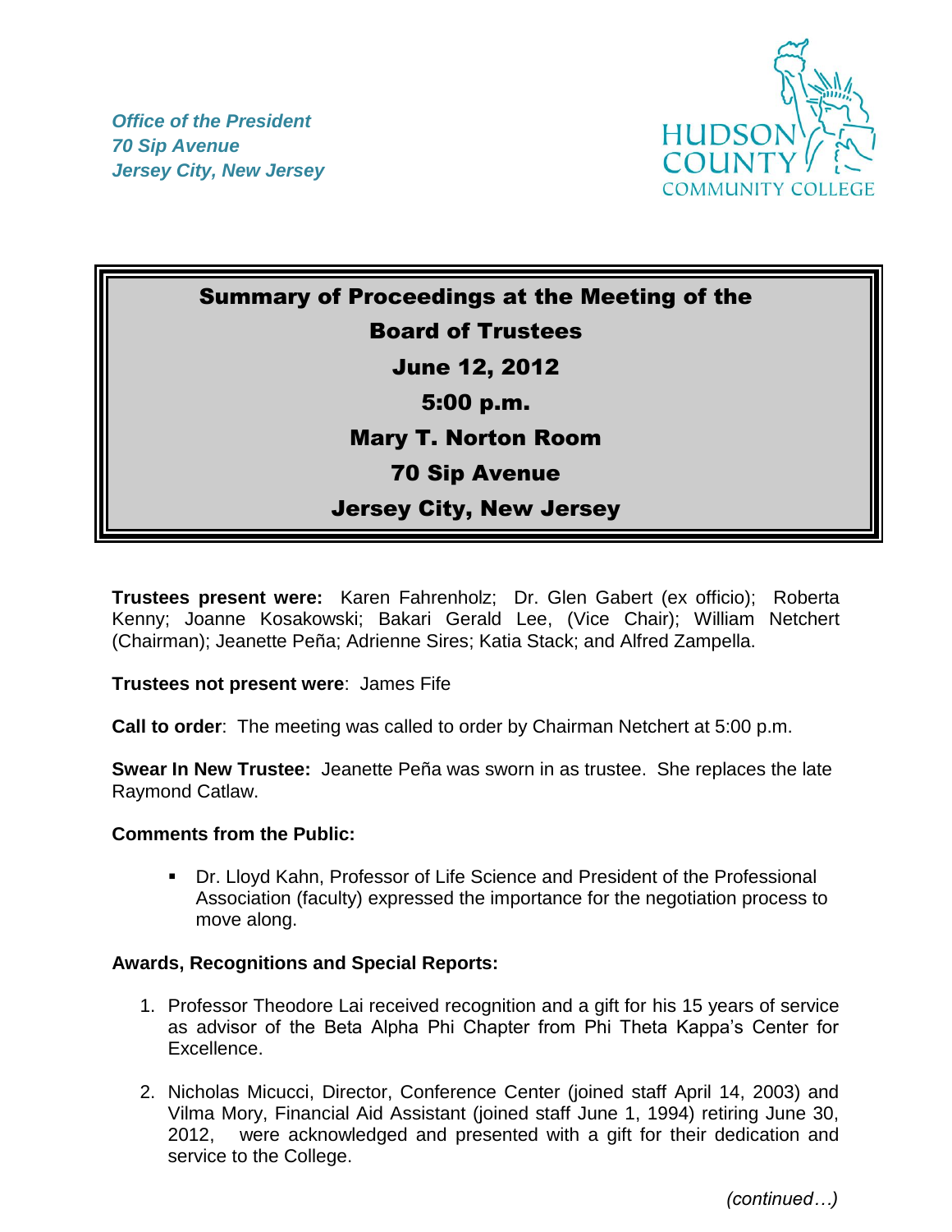*Office of the President*
*70 Sip Avenue*
*Jersey City, New Jersey*

HUDSON COUNTY COMMUNITY COLLEGE

# Summary of Proceedings at the Meeting of the Board of Trustees

**June 12, 2012**

**5:00 p.m.**

**Mary T. Norton Room**

**70 Sip Avenue**

**Jersey City, New Jersey**

**Trustees present were:** Karen Fahrenholz; Dr. Glen Gabert (ex officio); Roberta Kenny; Joanne Kosakowski; Bakari Gerald Lee, (Vice Chair); William Netchert (Chairman); Jeanette Peña; Adrienne Sires; Katia Stack; and Alfred Zampella.

**Trustees not present were**: James Fife

**Call to order**: The meeting was called to order by Chairman Netchert at 5:00 p.m.

**Swear In New Trustee:** Jeanette Peña was sworn in as trustee. She replaces the late Raymond Catlaw.

**Comments from the Public:**

- Dr. Lloyd Kahn, Professor of Life Science and President of the Professional Association (faculty) expressed the importance for the negotiation process to move along.

**Awards, Recognitions and Special Reports:**

1. Professor Theodore Lai received recognition and a gift for his 15 years of service as advisor of the Beta Alpha Phi Chapter from Phi Theta Kappa's Center for Excellence.

2. Nicholas Micucci, Director, Conference Center (joined staff April 14, 2003) and Vilma Mory, Financial Aid Assistant (joined staff June 1, 1994) retiring June 30, 2012, were acknowledged and presented with a gift for their dedication and service to the College.

*(continued…)*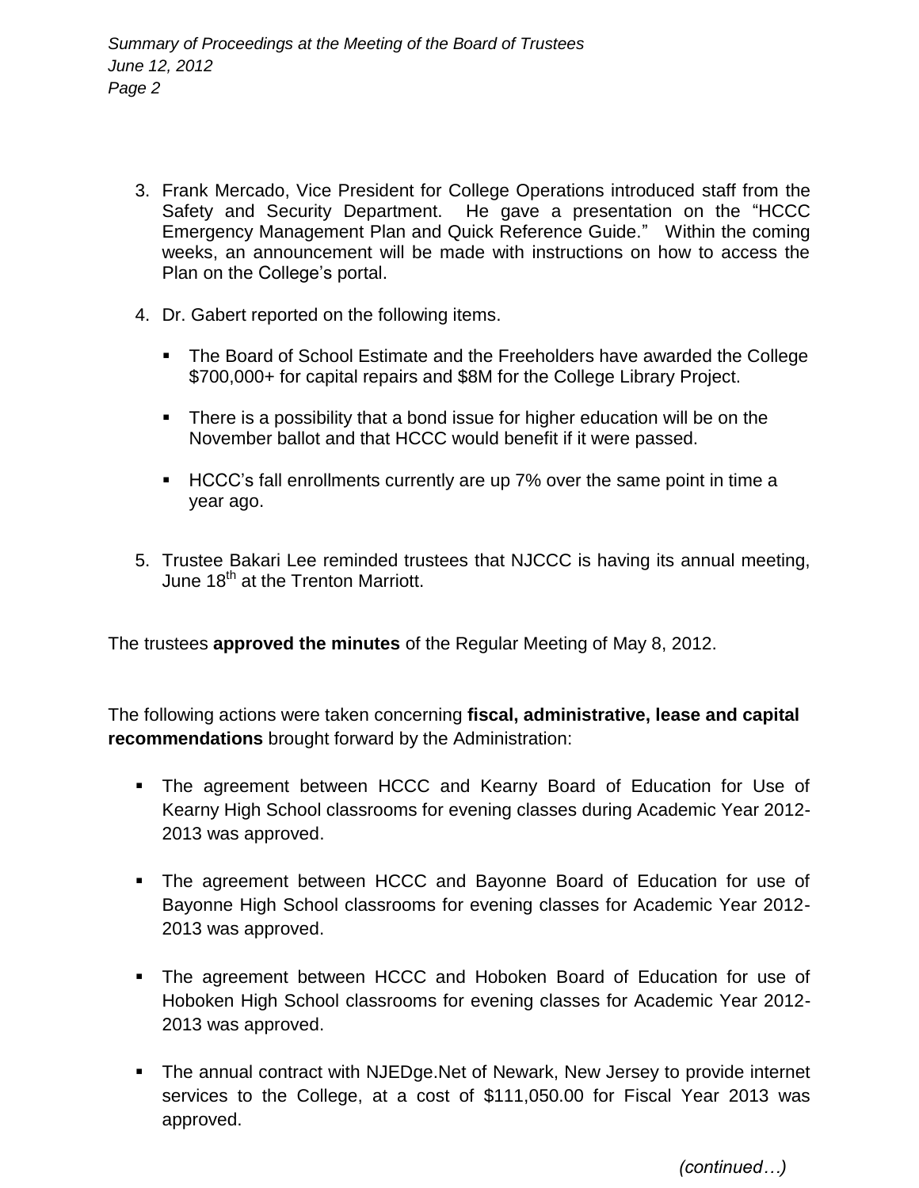3. Frank Mercado, Vice President for College Operations introduced staff from the Safety and Security Department. He gave a presentation on the "HCCC Emergency Management Plan and Quick Reference Guide." Within the coming weeks, an announcement will be made with instructions on how to access the Plan on the College's portal.

4. Dr. Gabert reported on the following items.

   - The Board of School Estimate and the Freeholders have awarded the College \$700,000+ for capital repairs and \$8M for the College Library Project.

   - There is a possibility that a bond issue for higher education will be on the November ballot and that HCCC would benefit if it were passed.

   - HCCC's fall enrollments currently are up 7% over the same point in time a year ago.

5. Trustee Bakari Lee reminded trustees that NJCCC is having its annual meeting, June 18th at the Trenton Marriott.

The trustees **approved the minutes** of the Regular Meeting of May 8, 2012.

The following actions were taken concerning **fiscal, administrative, lease and capital recommendations** brought forward by the Administration:

- The agreement between HCCC and Kearny Board of Education for Use of Kearny High School classrooms for evening classes during Academic Year 2012-2013 was approved.

- The agreement between HCCC and Bayonne Board of Education for use of Bayonne High School classrooms for evening classes for Academic Year 2012-2013 was approved.

- The agreement between HCCC and Hoboken Board of Education for use of Hoboken High School classrooms for evening classes for Academic Year 2012-2013 was approved.

- The annual contract with NJEDge.Net of Newark, New Jersey to provide internet services to the College, at a cost of \$111,050.00 for Fiscal Year 2013 was approved.

*(continued…)*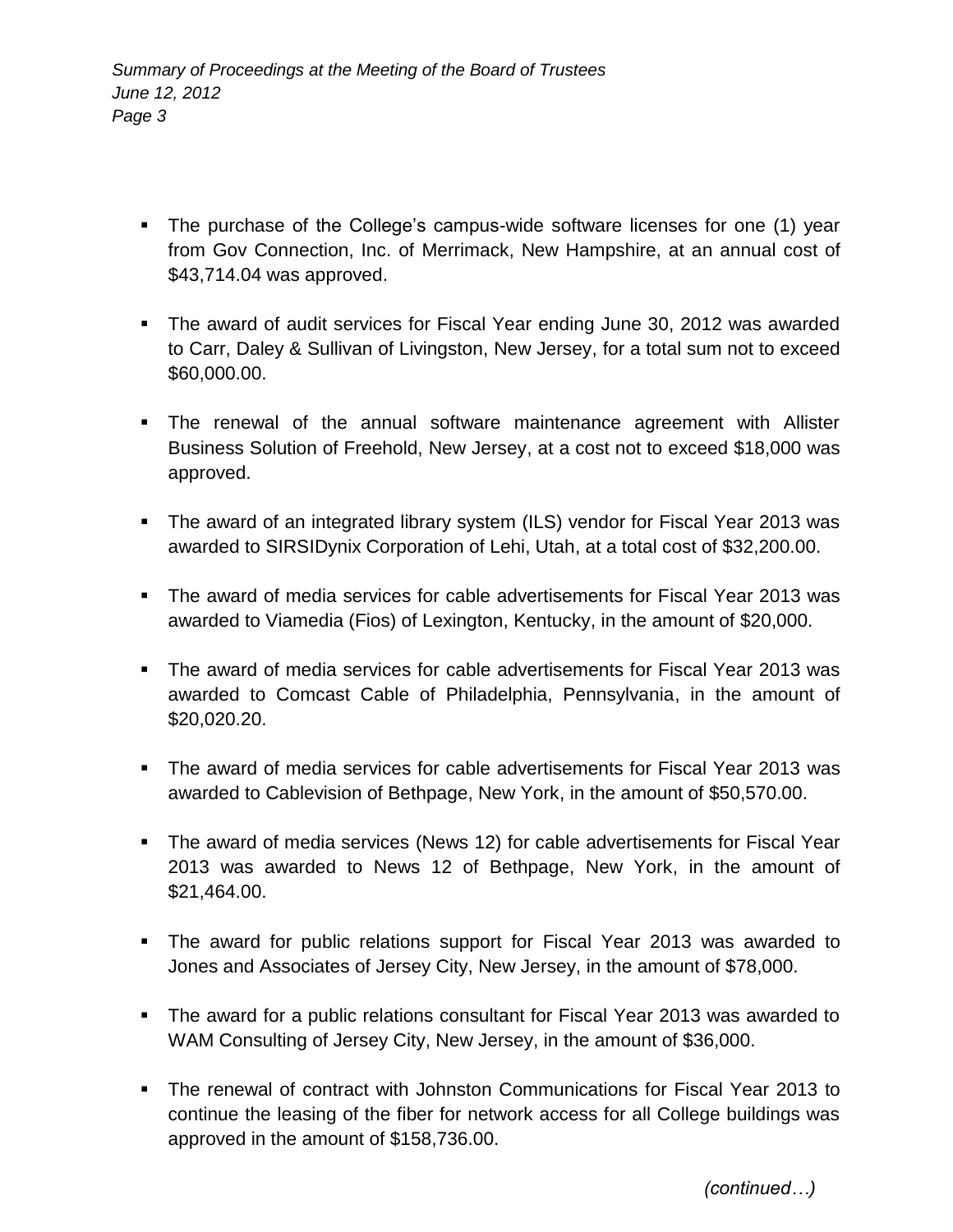- The purchase of the College's campus-wide software licenses for one (1) year from Gov Connection, Inc. of Merrimack, New Hampshire, at an annual cost of $43,714.04 was approved.

- The award of audit services for Fiscal Year ending June 30, 2012 was awarded to Carr, Daley & Sullivan of Livingston, New Jersey, for a total sum not to exceed $60,000.00.

- The renewal of the annual software maintenance agreement with Allister Business Solution of Freehold, New Jersey, at a cost not to exceed $18,000 was approved.

- The award of an integrated library system (ILS) vendor for Fiscal Year 2013 was awarded to SIRSIDynix Corporation of Lehi, Utah, at a total cost of $32,200.00.

- The award of media services for cable advertisements for Fiscal Year 2013 was awarded to Viamedia (Fios) of Lexington, Kentucky, in the amount of $20,000.

- The award of media services for cable advertisements for Fiscal Year 2013 was awarded to Comcast Cable of Philadelphia, Pennsylvania, in the amount of $20,020.20.

- The award of media services for cable advertisements for Fiscal Year 2013 was awarded to Cablevision of Bethpage, New York, in the amount of $50,570.00.

- The award of media services (News 12) for cable advertisements for Fiscal Year 2013 was awarded to News 12 of Bethpage, New York, in the amount of $21,464.00.

- The award for public relations support for Fiscal Year 2013 was awarded to Jones and Associates of Jersey City, New Jersey, in the amount of $78,000.

- The award for a public relations consultant for Fiscal Year 2013 was awarded to WAM Consulting of Jersey City, New Jersey, in the amount of $36,000.

- The renewal of contract with Johnston Communications for Fiscal Year 2013 to continue the leasing of the fiber for network access for all College buildings was approved in the amount of $158,736.00.

*(continued…)*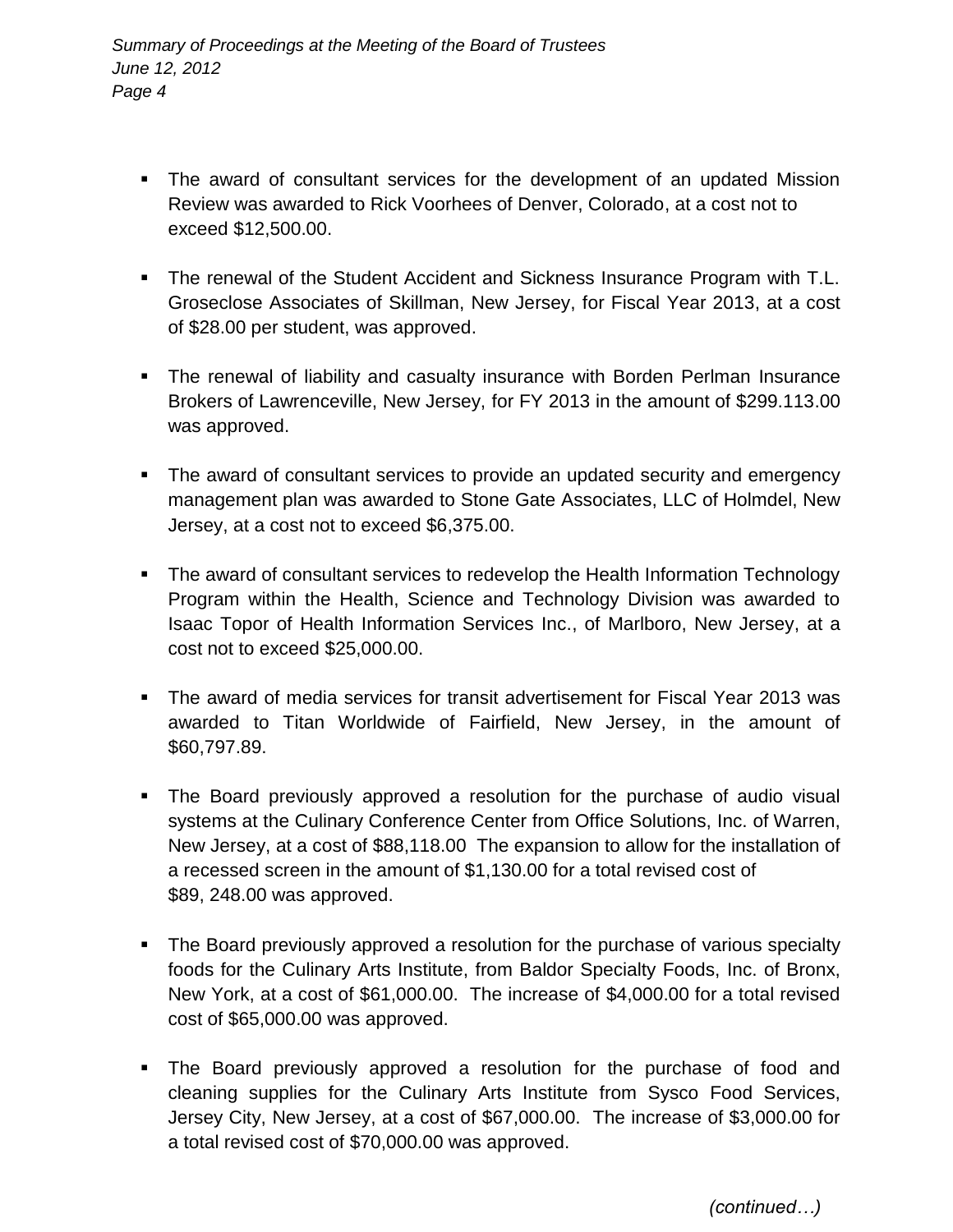- The award of consultant services for the development of an updated Mission Review was awarded to Rick Voorhees of Denver, Colorado, at a cost not to exceed $12,500.00.

- The renewal of the Student Accident and Sickness Insurance Program with T.L. Groseclose Associates of Skillman, New Jersey, for Fiscal Year 2013, at a cost of $28.00 per student, was approved.

- The renewal of liability and casualty insurance with Borden Perlman Insurance Brokers of Lawrenceville, New Jersey, for FY 2013 in the amount of $299.113.00 was approved.

- The award of consultant services to provide an updated security and emergency management plan was awarded to Stone Gate Associates, LLC of Holmdel, New Jersey, at a cost not to exceed $6,375.00.

- The award of consultant services to redevelop the Health Information Technology Program within the Health, Science and Technology Division was awarded to Isaac Topor of Health Information Services Inc., of Marlboro, New Jersey, at a cost not to exceed $25,000.00.

- The award of media services for transit advertisement for Fiscal Year 2013 was awarded to Titan Worldwide of Fairfield, New Jersey, in the amount of $60,797.89.

- The Board previously approved a resolution for the purchase of audio visual systems at the Culinary Conference Center from Office Solutions, Inc. of Warren, New Jersey, at a cost of $88,118.00 The expansion to allow for the installation of a recessed screen in the amount of $1,130.00 for a total revised cost of $89, 248.00 was approved.

- The Board previously approved a resolution for the purchase of various specialty foods for the Culinary Arts Institute, from Baldor Specialty Foods, Inc. of Bronx, New York, at a cost of $61,000.00. The increase of $4,000.00 for a total revised cost of $65,000.00 was approved.

- The Board previously approved a resolution for the purchase of food and cleaning supplies for the Culinary Arts Institute from Sysco Food Services, Jersey City, New Jersey, at a cost of $67,000.00. The increase of $3,000.00 for a total revised cost of $70,000.00 was approved.

*(continued…)*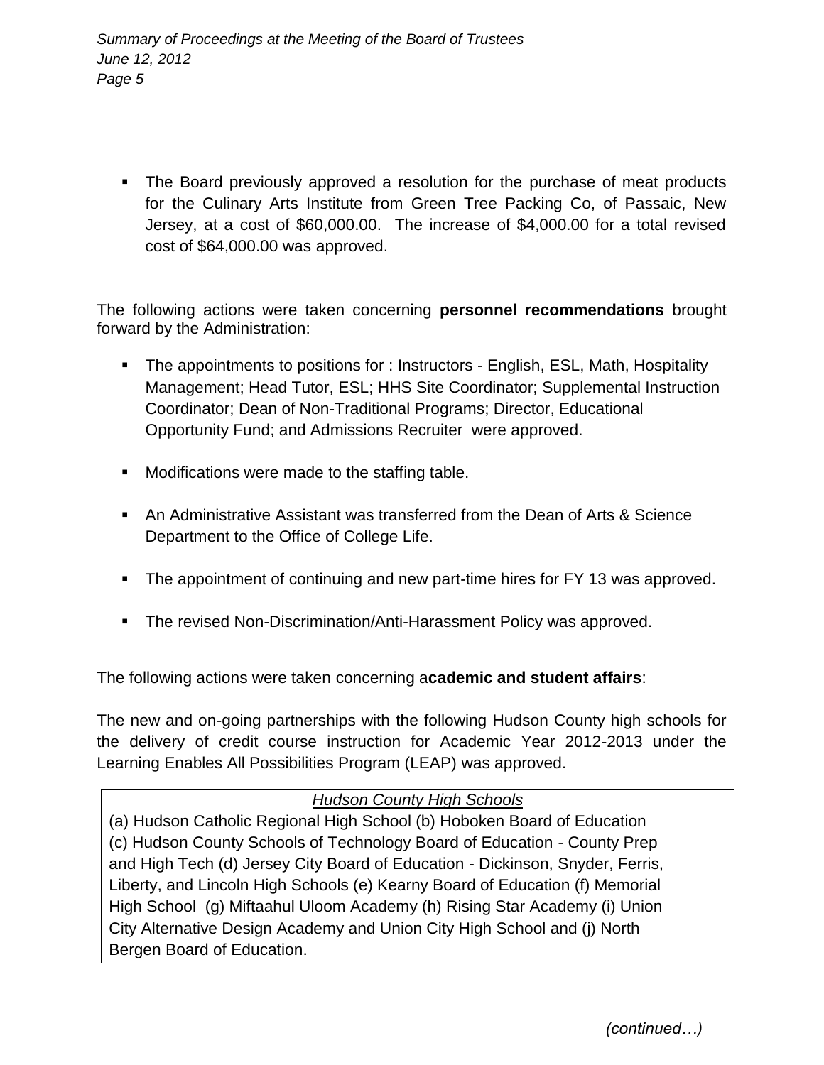- The Board previously approved a resolution for the purchase of meat products for the Culinary Arts Institute from Green Tree Packing Co, of Passaic, New Jersey, at a cost of $60,000.00. The increase of $4,000.00 for a total revised cost of $64,000.00 was approved.

The following actions were taken concerning **personnel recommendations** brought forward by the Administration:

- The appointments to positions for : Instructors - English, ESL, Math, Hospitality Management; Head Tutor, ESL; HHS Site Coordinator; Supplemental Instruction Coordinator; Dean of Non-Traditional Programs; Director, Educational Opportunity Fund; and Admissions Recruiter were approved.

- Modifications were made to the staffing table.

- An Administrative Assistant was transferred from the Dean of Arts & Science Department to the Office of College Life.

- The appointment of continuing and new part-time hires for FY 13 was approved.

- The revised Non-Discrimination/Anti-Harassment Policy was approved.

The following actions were taken concerning a**cademic and student affairs**:

The new and on-going partnerships with the following Hudson County high schools for the delivery of credit course instruction for Academic Year 2012-2013 under the Learning Enables All Possibilities Program (LEAP) was approved.

| *Hudson County High Schools* |
|---|
| (a) Hudson Catholic Regional High School (b) Hoboken Board of Education (c) Hudson County Schools of Technology Board of Education - County Prep and High Tech (d) Jersey City Board of Education - Dickinson, Snyder, Ferris, Liberty, and Lincoln High Schools (e) Kearny Board of Education (f) Memorial High School (g) Miftaahul Uloom Academy (h) Rising Star Academy (i) Union City Alternative Design Academy and Union City High School and (j) North Bergen Board of Education. |

*(continued…)*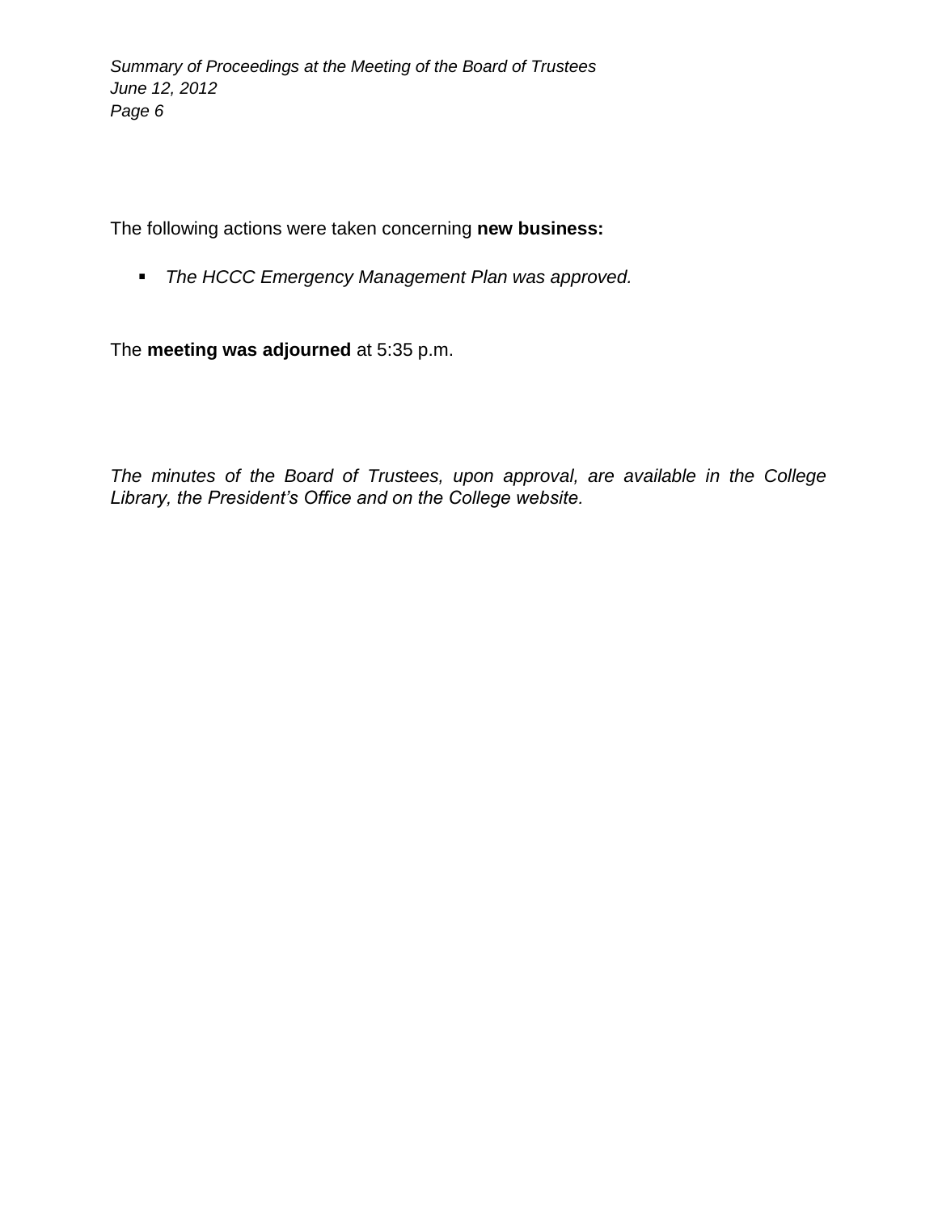The following actions were taken concerning **new business:**

- *The HCCC Emergency Management Plan was approved.*

The **meeting was adjourned** at 5:35 p.m.

*The minutes of the Board of Trustees, upon approval, are available in the College Library, the President's Office and on the College website.*